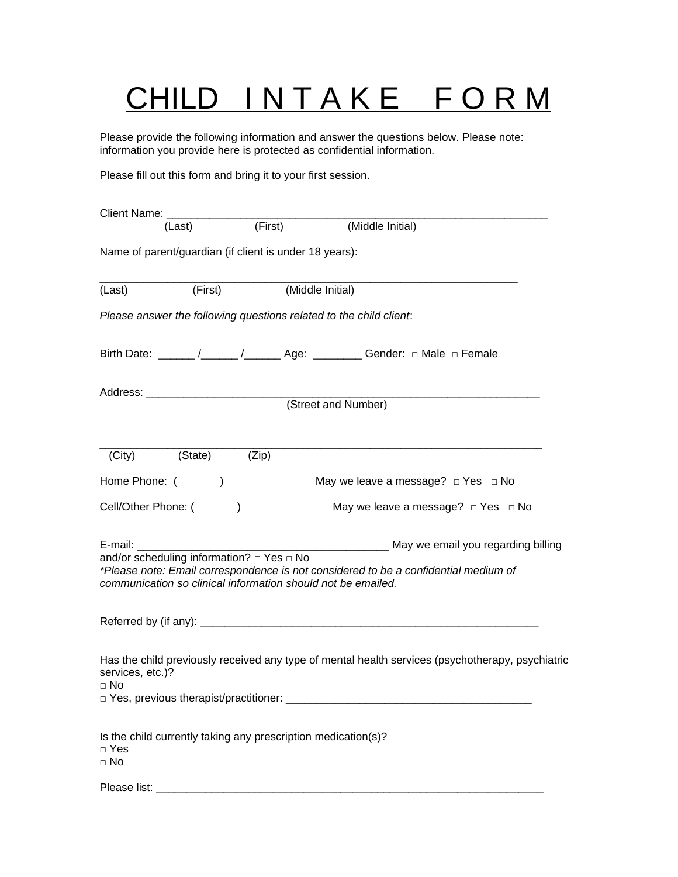# CHILD INTAKE FORM

Please provide the following information and answer the questions below. Please note: information you provide here is protected as confidential information.

Please fill out this form and bring it to your first session.

Client Name: ________________________________________________________________
(Last) (First) (Middle Initial)

Name of parent/guardian (if client is under 18 years):

________________________________________________________________________
(Last) (First) (Middle Initial)

*Please answer the following questions related to the child client*:

Birth Date: ______ /______ /______ Age: ________ Gender: □ Male □ Female

Address: ___________________________________________________________________
(Street and Number)

___________________________________________________________________________
(City) (State) (Zip)

Home Phone: ( ) May we leave a message? □ Yes □ No

Cell/Other Phone: ( ) May we leave a message? □ Yes □ No

E-mail: __________________________________________ May we email you regarding billing and/or scheduling information? □ Yes □ No
*\*Please note: Email correspondence is not considered to be a confidential medium of communication so clinical information should not be emailed.*

Referred by (if any): __________________________________________________________

Has the child previously received any type of mental health services (psychotherapy, psychiatric services, etc.)?
□ No
□ Yes, previous therapist/practitioner: ________________________________________

Is the child currently taking any prescription medication(s)?
□ Yes
□ No

Please list: ________________________________________________________________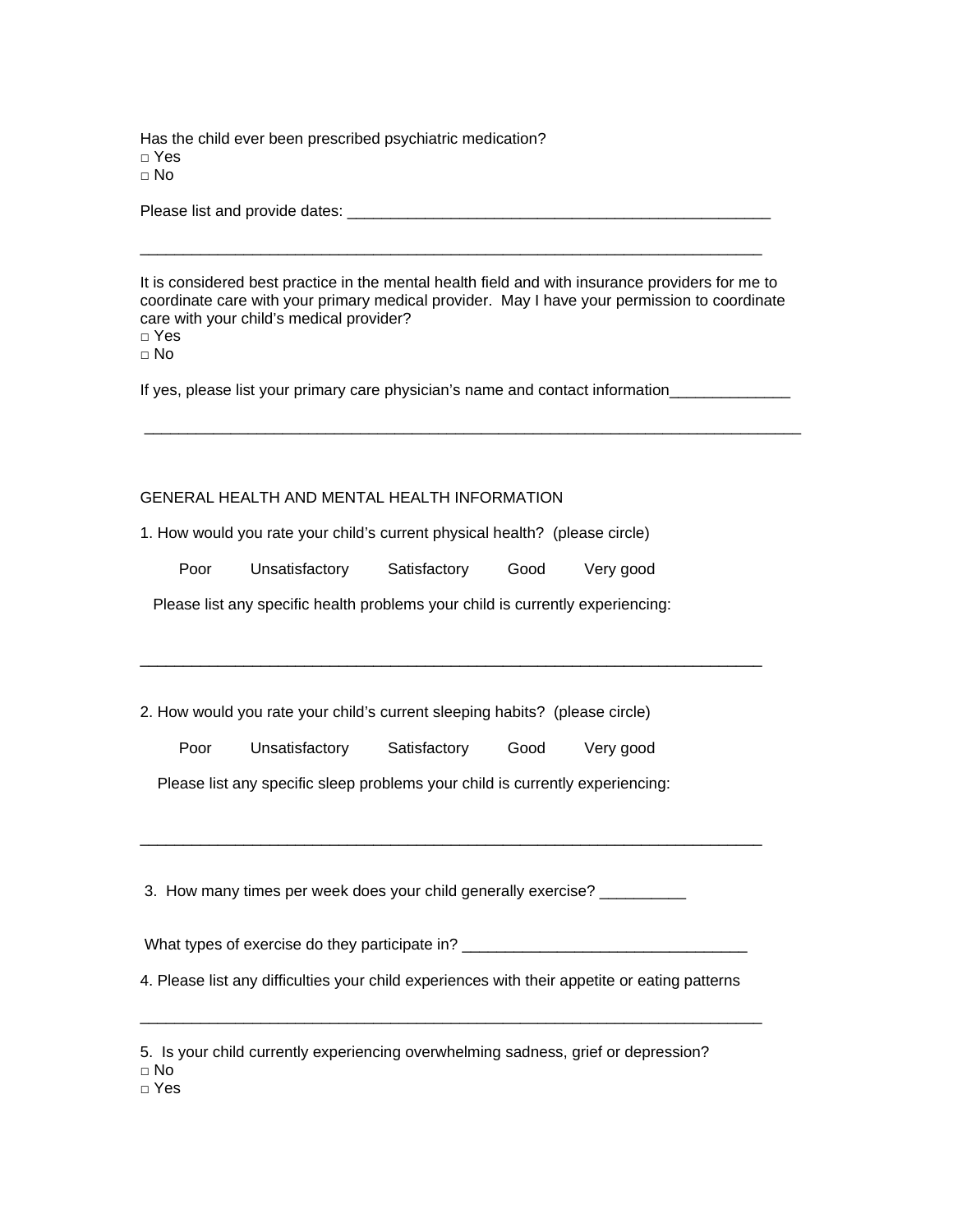Has the child ever been prescribed psychiatric medication?
□ Yes
□ No

Please list and provide dates: ___________________________________________________

___________________________________________________________________________

It is considered best practice in the mental health field and with insurance providers for me to coordinate care with your primary medical provider. May I have your permission to coordinate care with your child's medical provider?
□ Yes
□ No

If yes, please list your primary care physician's name and contact information______________

________________________________________________________________________________

GENERAL HEALTH AND MENTAL HEALTH INFORMATION

1. How would you rate your child's current physical health? (please circle)

Poor Unsatisfactory Satisfactory Good Very good

Please list any specific health problems your child is currently experiencing:

___________________________________________________________________________

2. How would you rate your child's current sleeping habits? (please circle)

Poor Unsatisfactory Satisfactory Good Very good

Please list any specific sleep problems your child is currently experiencing:

___________________________________________________________________________

3. How many times per week does your child generally exercise? __________

What types of exercise do they participate in? ________________________________

4. Please list any difficulties your child experiences with their appetite or eating patterns

___________________________________________________________________________

5. Is your child currently experiencing overwhelming sadness, grief or depression?
□ No
□ Yes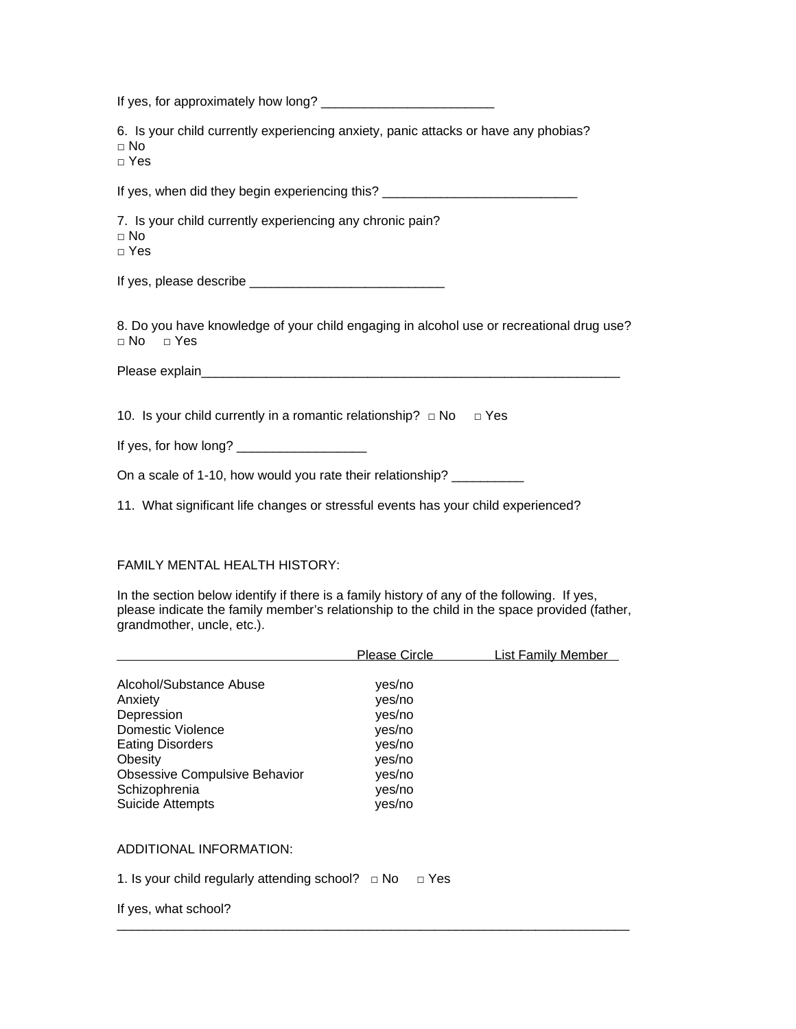If yes, for approximately how long? ________________________

6. Is your child currently experiencing anxiety, panic attacks or have any phobias?
□ No
□ Yes

If yes, when did they begin experiencing this? ___________________________

7. Is your child currently experiencing any chronic pain?
□ No
□ Yes

If yes, please describe ___________________________

8. Do you have knowledge of your child engaging in alcohol use or recreational drug use?
□ No □ Yes

Please explain___________________________________________________________

10. Is your child currently in a romantic relationship? □ No □ Yes

If yes, for how long? __________________

On a scale of 1-10, how would you rate their relationship? __________

11. What significant life changes or stressful events has your child experienced?

FAMILY MENTAL HEALTH HISTORY:

In the section below identify if there is a family history of any of the following. If yes, please indicate the family member's relationship to the child in the space provided (father, grandmother, uncle, etc.).

| | Please Circle | List Family Member |
|---|---|---|
| Alcohol/Substance Abuse | yes/no | |
| Anxiety | yes/no | |
| Depression | yes/no | |
| Domestic Violence | yes/no | |
| Eating Disorders | yes/no | |
| Obesity | yes/no | |
| Obsessive Compulsive Behavior | yes/no | |
| Schizophrenia | yes/no | |
| Suicide Attempts | yes/no | |

ADDITIONAL INFORMATION:

1. Is your child regularly attending school? □ No □ Yes

If yes, what school?
_________________________________________________________________________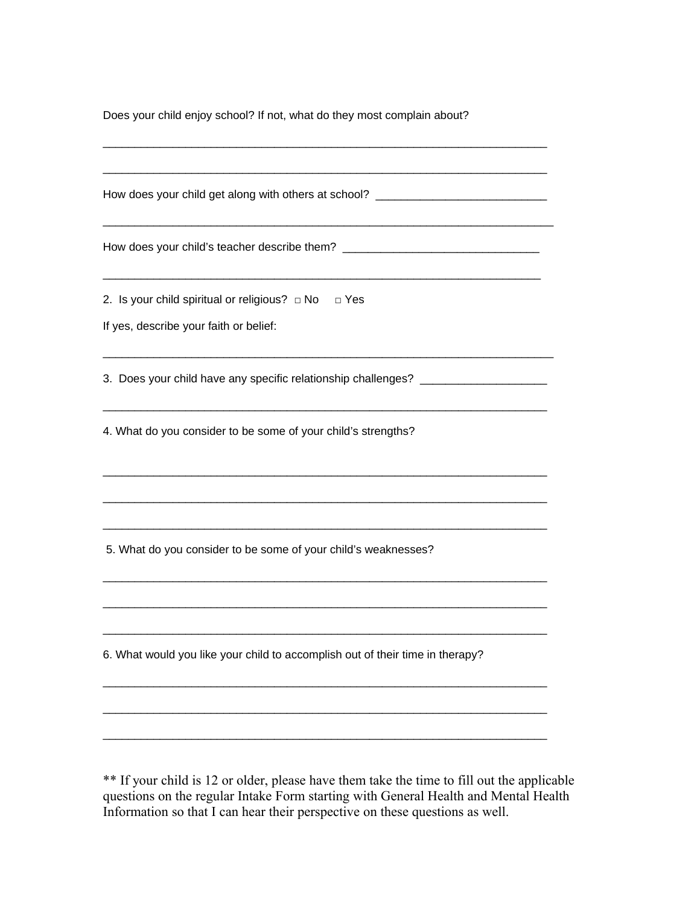Does your child enjoy school? If not, what do they most complain about?

_______________________________________________________________________

_______________________________________________________________________

How does your child get along with others at school? ___________________________

________________________________________________________________________

How does your child's teacher describe them? _______________________________

______________________________________________________________________

2. Is your child spiritual or religious? □ No □ Yes

If yes, describe your faith or belief:

________________________________________________________________________

3. Does your child have any specific relationship challenges? ____________________

_______________________________________________________________________

4. What do you consider to be some of your child's strengths?

_______________________________________________________________________

_______________________________________________________________________

_______________________________________________________________________

5. What do you consider to be some of your child's weaknesses?

_______________________________________________________________________

_______________________________________________________________________

_______________________________________________________________________

6. What would you like your child to accomplish out of their time in therapy?

_______________________________________________________________________

_______________________________________________________________________

_______________________________________________________________________

** If your child is 12 or older, please have them take the time to fill out the applicable questions on the regular Intake Form starting with General Health and Mental Health Information so that I can hear their perspective on these questions as well.